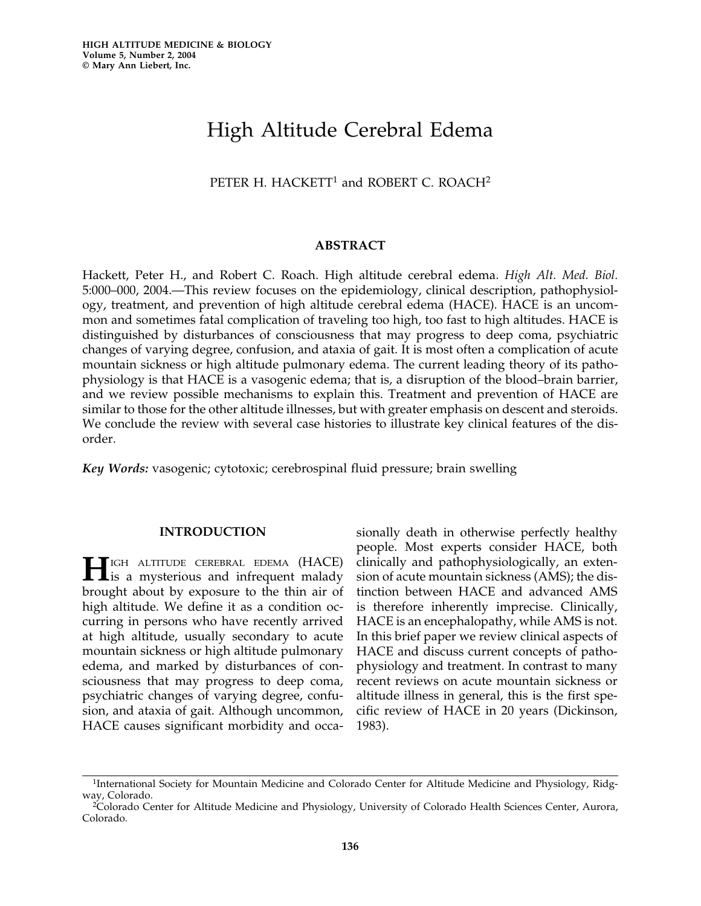# High Altitude Cerebral Edema

PETER H. HACKETT[1] and ROBERT C. ROACH[2]

## ABSTRACT

Hackett, Peter H., and Robert C. Roach. High altitude cerebral edema. *High Alt. Med. Biol.* 5:000–000, 2004.—This review focuses on the epidemiology, clinical description, pathophysiology, treatment, and prevention of high altitude cerebral edema (HACE). HACE is an uncommon and sometimes fatal complication of traveling too high, too fast to high altitudes. HACE is distinguished by disturbances of consciousness that may progress to deep coma, psychiatric changes of varying degree, confusion, and ataxia of gait. It is most often a complication of acute mountain sickness or high altitude pulmonary edema. The current leading theory of its pathophysiology is that HACE is a vasogenic edema; that is, a disruption of the blood–brain barrier, and we review possible mechanisms to explain this. Treatment and prevention of HACE are similar to those for the other altitude illnesses, but with greater emphasis on descent and steroids. We conclude the review with several case histories to illustrate key clinical features of the disorder.

***Key Words:*** vasogenic; cytotoxic; cerebrospinal fluid pressure; brain swelling

## INTRODUCTION

HIGH ALTITUDE CEREBRAL EDEMA (HACE) is a mysterious and infrequent malady brought about by exposure to the thin air of high altitude. We define it as a condition occurring in persons who have recently arrived at high altitude, usually secondary to acute mountain sickness or high altitude pulmonary edema, and marked by disturbances of consciousness that may progress to deep coma, psychiatric changes of varying degree, confusion, and ataxia of gait. Although uncommon, HACE causes significant morbidity and occasionally death in otherwise perfectly healthy people. Most experts consider HACE, both clinically and pathophysiologically, an extension of acute mountain sickness (AMS); the distinction between HACE and advanced AMS is therefore inherently imprecise. Clinically, HACE is an encephalopathy, while AMS is not. In this brief paper we review clinical aspects of HACE and discuss current concepts of pathophysiology and treatment. In contrast to many recent reviews on acute mountain sickness or altitude illness in general, this is the first specific review of HACE in 20 years (Dickinson, 1983).

---

[1]International Society for Mountain Medicine and Colorado Center for Altitude Medicine and Physiology, Ridgway, Colorado.

[2]Colorado Center for Altitude Medicine and Physiology, University of Colorado Health Sciences Center, Aurora, Colorado.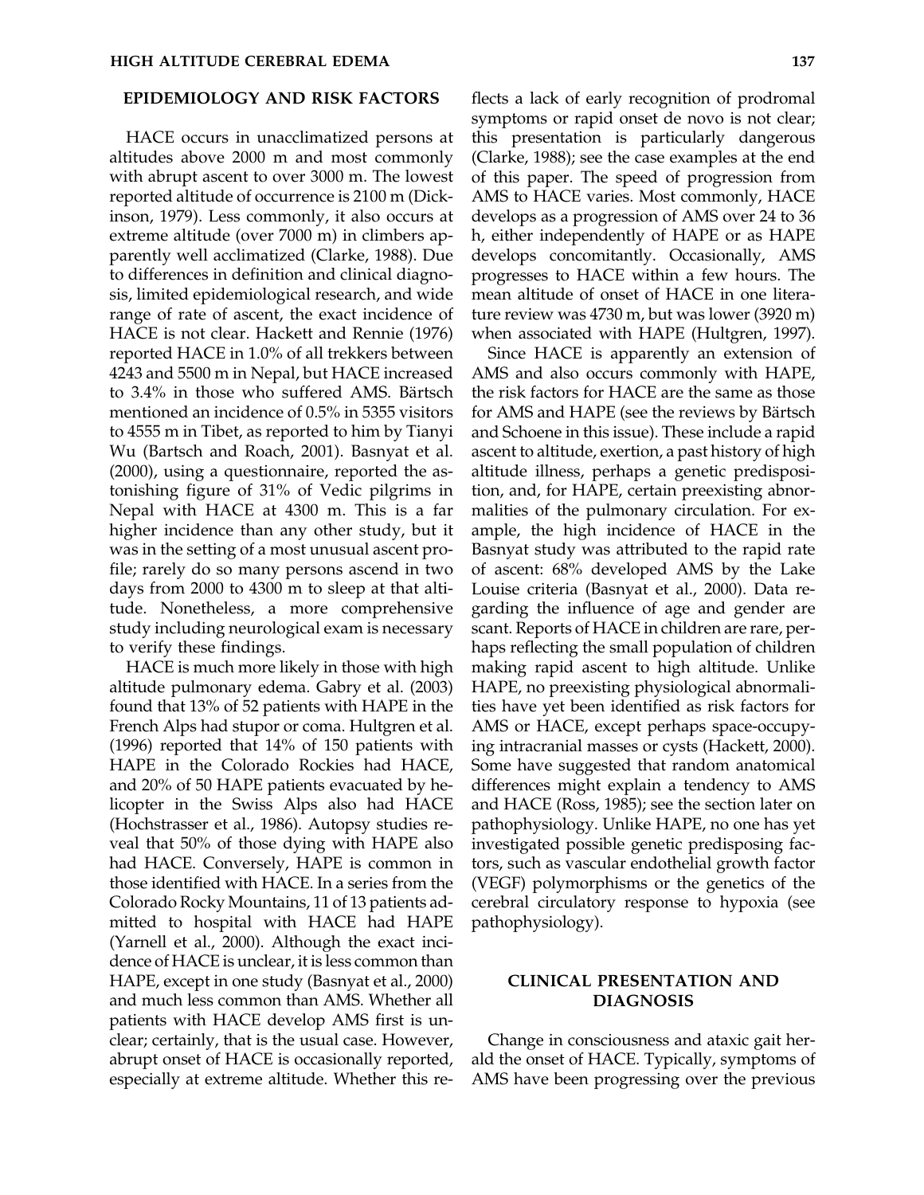## EPIDEMIOLOGY AND RISK FACTORS

HACE occurs in unacclimatized persons at altitudes above 2000 m and most commonly with abrupt ascent to over 3000 m. The lowest reported altitude of occurrence is 2100 m (Dickinson, 1979). Less commonly, it also occurs at extreme altitude (over 7000 m) in climbers apparently well acclimatized (Clarke, 1988). Due to differences in definition and clinical diagnosis, limited epidemiological research, and wide range of rate of ascent, the exact incidence of HACE is not clear. Hackett and Rennie (1976) reported HACE in 1.0% of all trekkers between 4243 and 5500 m in Nepal, but HACE increased to 3.4% in those who suffered AMS. Bärtsch mentioned an incidence of 0.5% in 5355 visitors to 4555 m in Tibet, as reported to him by Tianyi Wu (Bartsch and Roach, 2001). Basnyat et al. (2000), using a questionnaire, reported the astonishing figure of 31% of Vedic pilgrims in Nepal with HACE at 4300 m. This is a far higher incidence than any other study, but it was in the setting of a most unusual ascent profile; rarely do so many persons ascend in two days from 2000 to 4300 m to sleep at that altitude. Nonetheless, a more comprehensive study including neurological exam is necessary to verify these findings.

HACE is much more likely in those with high altitude pulmonary edema. Gabry et al. (2003) found that 13% of 52 patients with HAPE in the French Alps had stupor or coma. Hultgren et al. (1996) reported that 14% of 150 patients with HAPE in the Colorado Rockies had HACE, and 20% of 50 HAPE patients evacuated by helicopter in the Swiss Alps also had HACE (Hochstrasser et al., 1986). Autopsy studies reveal that 50% of those dying with HAPE also had HACE. Conversely, HAPE is common in those identified with HACE. In a series from the Colorado Rocky Mountains, 11 of 13 patients admitted to hospital with HACE had HAPE (Yarnell et al., 2000). Although the exact incidence of HACE is unclear, it is less common than HAPE, except in one study (Basnyat et al., 2000) and much less common than AMS. Whether all patients with HACE develop AMS first is unclear; certainly, that is the usual case. However, abrupt onset of HACE is occasionally reported, especially at extreme altitude. Whether this reflects a lack of early recognition of prodromal symptoms or rapid onset de novo is not clear; this presentation is particularly dangerous (Clarke, 1988); see the case examples at the end of this paper. The speed of progression from AMS to HACE varies. Most commonly, HACE develops as a progression of AMS over 24 to 36 h, either independently of HAPE or as HAPE develops concomitantly. Occasionally, AMS progresses to HACE within a few hours. The mean altitude of onset of HACE in one literature review was 4730 m, but was lower (3920 m) when associated with HAPE (Hultgren, 1997).

Since HACE is apparently an extension of AMS and also occurs commonly with HAPE, the risk factors for HACE are the same as those for AMS and HAPE (see the reviews by Bärtsch and Schoene in this issue). These include a rapid ascent to altitude, exertion, a past history of high altitude illness, perhaps a genetic predisposition, and, for HAPE, certain preexisting abnormalities of the pulmonary circulation. For example, the high incidence of HACE in the Basnyat study was attributed to the rapid rate of ascent: 68% developed AMS by the Lake Louise criteria (Basnyat et al., 2000). Data regarding the influence of age and gender are scant. Reports of HACE in children are rare, perhaps reflecting the small population of children making rapid ascent to high altitude. Unlike HAPE, no preexisting physiological abnormalities have yet been identified as risk factors for AMS or HACE, except perhaps space-occupying intracranial masses or cysts (Hackett, 2000). Some have suggested that random anatomical differences might explain a tendency to AMS and HACE (Ross, 1985); see the section later on pathophysiology. Unlike HAPE, no one has yet investigated possible genetic predisposing factors, such as vascular endothelial growth factor (VEGF) polymorphisms or the genetics of the cerebral circulatory response to hypoxia (see pathophysiology).

## CLINICAL PRESENTATION AND DIAGNOSIS

Change in consciousness and ataxic gait herald the onset of HACE. Typically, symptoms of AMS have been progressing over the previous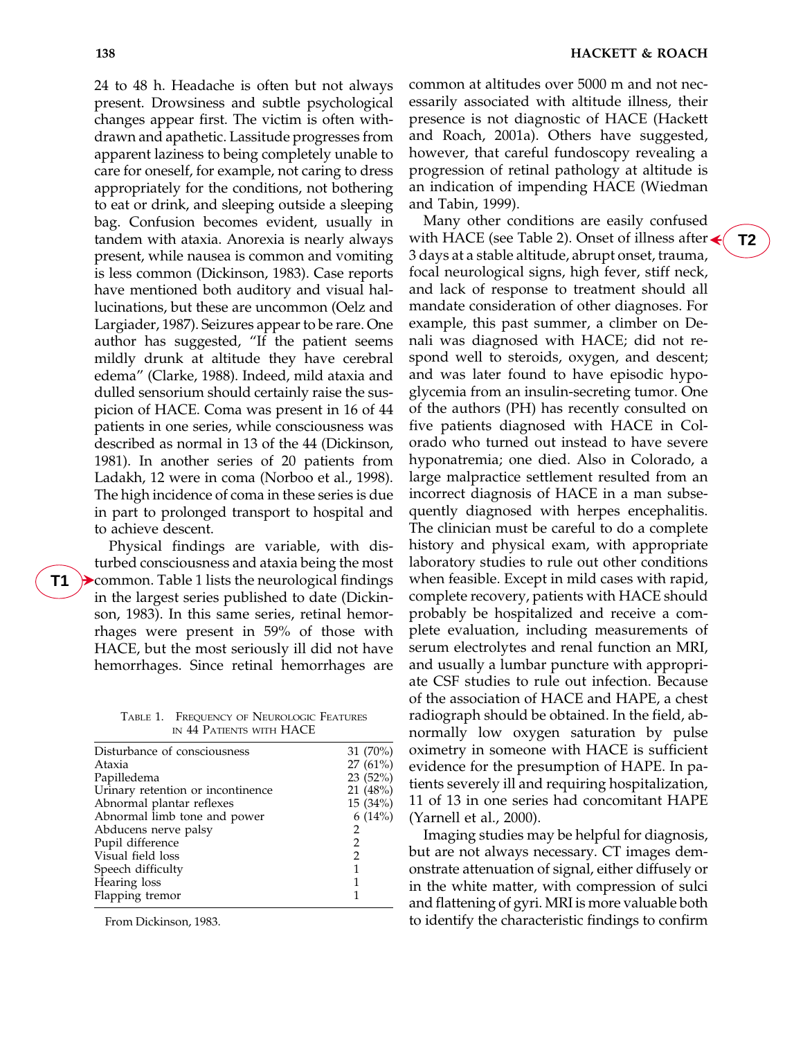24 to 48 h. Headache is often but not always present. Drowsiness and subtle psychological changes appear first. The victim is often withdrawn and apathetic. Lassitude progresses from apparent laziness to being completely unable to care for oneself, for example, not caring to dress appropriately for the conditions, not bothering to eat or drink, and sleeping outside a sleeping bag. Confusion becomes evident, usually in tandem with ataxia. Anorexia is nearly always present, while nausea is common and vomiting is less common (Dickinson, 1983). Case reports have mentioned both auditory and visual hallucinations, but these are uncommon (Oelz and Largiader, 1987). Seizures appear to be rare. One author has suggested, "If the patient seems mildly drunk at altitude they have cerebral edema" (Clarke, 1988). Indeed, mild ataxia and dulled sensorium should certainly raise the suspicion of HACE. Coma was present in 16 of 44 patients in one series, while consciousness was described as normal in 13 of the 44 (Dickinson, 1981). In another series of 20 patients from Ladakh, 12 were in coma (Norboo et al., 1998). The high incidence of coma in these series is due in part to prolonged transport to hospital and to achieve descent.

Physical findings are variable, with disturbed consciousness and ataxia being the most common. Table 1 lists the neurological findings in the largest series published to date (Dickinson, 1983). In this same series, retinal hemorrhages were present in 59% of those with HACE, but the most seriously ill did not have hemorrhages. Since retinal hemorrhages are common at altitudes over 5000 m and not necessarily associated with altitude illness, their presence is not diagnostic of HACE (Hackett and Roach, 2001a). Others have suggested, however, that careful fundoscopy revealing a progression of retinal pathology at altitude is an indication of impending HACE (Wiedman and Tabin, 1999).

Table 1. Frequency of Neurologic Features in 44 Patients with HACE

| Feature | Frequency |
|---|---|
| Disturbance of consciousness | 31 (70%) |
| Ataxia | 27 (61%) |
| Papilledema | 23 (52%) |
| Urinary retention or incontinence | 21 (48%) |
| Abnormal plantar reflexes | 15 (34%) |
| Abnormal limb tone and power | 6 (14%) |
| Abducens nerve palsy | 2 |
| Pupil difference | 2 |
| Visual field loss | 2 |
| Speech difficulty | 1 |
| Hearing loss | 1 |
| Flapping tremor | 1 |

From Dickinson, 1983.

Many other conditions are easily confused with HACE (see Table 2). Onset of illness after 3 days at a stable altitude, abrupt onset, trauma, focal neurological signs, high fever, stiff neck, and lack of response to treatment should all mandate consideration of other diagnoses. For example, this past summer, a climber on Denali was diagnosed with HACE; did not respond well to steroids, oxygen, and descent; and was later found to have episodic hypoglycemia from an insulin-secreting tumor. One of the authors (PH) has recently consulted on five patients diagnosed with HACE in Colorado who turned out instead to have severe hyponatremia; one died. Also in Colorado, a large malpractice settlement resulted from an incorrect diagnosis of HACE in a man subsequently diagnosed with herpes encephalitis. The clinician must be careful to do a complete history and physical exam, with appropriate laboratory studies to rule out other conditions when feasible. Except in mild cases with rapid, complete recovery, patients with HACE should probably be hospitalized and receive a complete evaluation, including measurements of serum electrolytes and renal function an MRI, and usually a lumbar puncture with appropriate CSF studies to rule out infection. Because of the association of HACE and HAPE, a chest radiograph should be obtained. In the field, abnormally low oxygen saturation by pulse oximetry in someone with HACE is sufficient evidence for the presumption of HAPE. In patients severely ill and requiring hospitalization, 11 of 13 in one series had concomitant HAPE (Yarnell et al., 2000).

Imaging studies may be helpful for diagnosis, but are not always necessary. CT images demonstrate attenuation of signal, either diffusely or in the white matter, with compression of sulci and flattening of gyri. MRI is more valuable both to identify the characteristic findings to confirm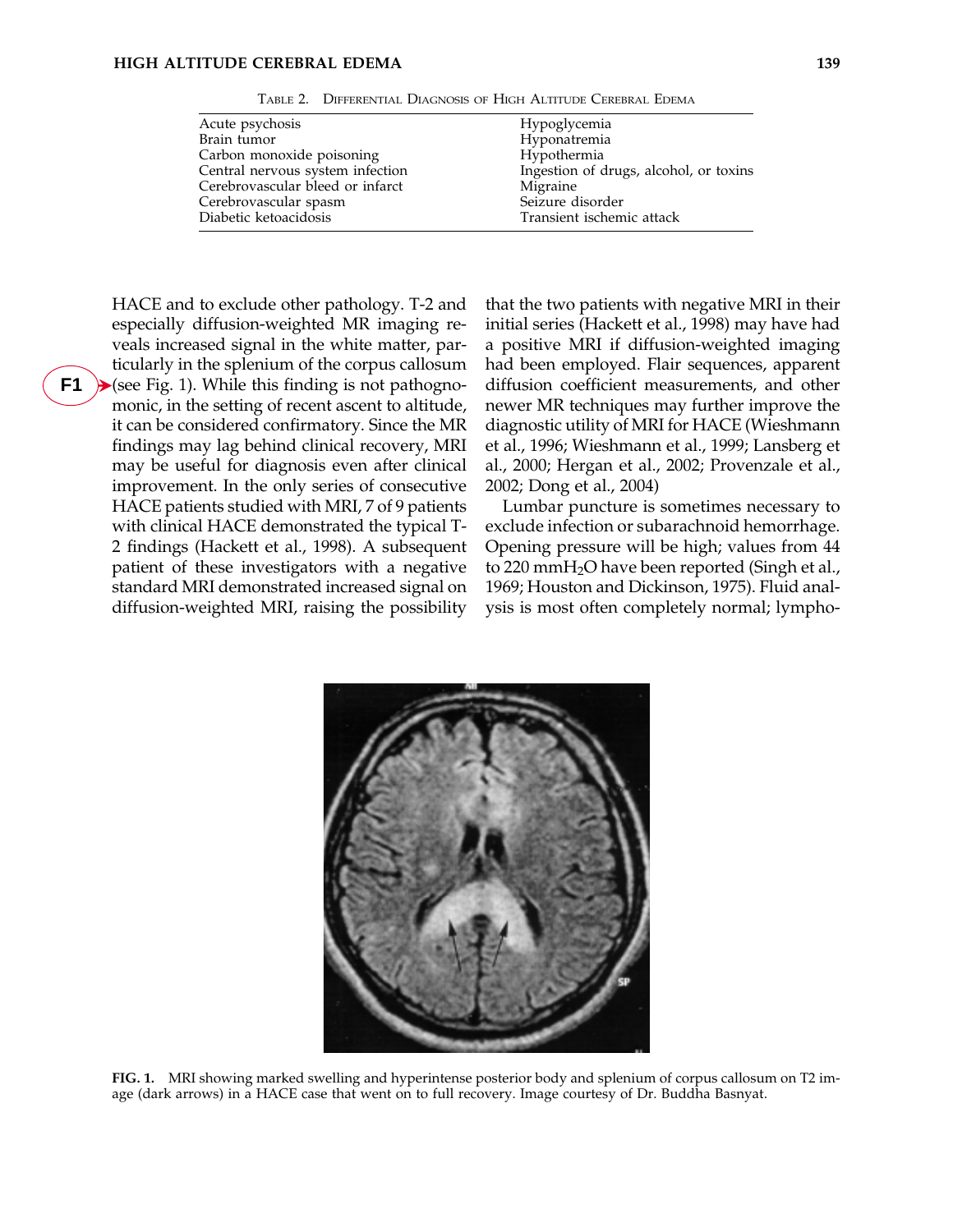Table 2. Differential Diagnosis of High Altitude Cerebral Edema

| | |
|---|---|
| Acute psychosis | Hypoglycemia |
| Brain tumor | Hyponatremia |
| Carbon monoxide poisoning | Hypothermia |
| Central nervous system infection | Ingestion of drugs, alcohol, or toxins |
| Cerebrovascular bleed or infarct | Migraine |
| Cerebrovascular spasm | Seizure disorder |
| Diabetic ketoacidosis | Transient ischemic attack |

HACE and to exclude other pathology. T-2 and especially diffusion-weighted MR imaging reveals increased signal in the white matter, particularly in the splenium of the corpus callosum (see Fig. 1). While this finding is not pathognomonic, in the setting of recent ascent to altitude, it can be considered confirmatory. Since the MR findings may lag behind clinical recovery, MRI may be useful for diagnosis even after clinical improvement. In the only series of consecutive HACE patients studied with MRI, 7 of 9 patients with clinical HACE demonstrated the typical T-2 findings (Hackett et al., 1998). A subsequent patient of these investigators with a negative standard MRI demonstrated increased signal on diffusion-weighted MRI, raising the possibility that the two patients with negative MRI in their initial series (Hackett et al., 1998) may have had a positive MRI if diffusion-weighted imaging had been employed. Flair sequences, apparent diffusion coefficient measurements, and other newer MR techniques may further improve the diagnostic utility of MRI for HACE (Wieshmann et al., 1996; Wieshmann et al., 1999; Lansberg et al., 2000; Hergan et al., 2002; Provenzale et al., 2002; Dong et al., 2004)

Lumbar puncture is sometimes necessary to exclude infection or subarachnoid hemorrhage. Opening pressure will be high; values from 44 to 220 mm$H_2O$ have been reported (Singh et al., 1969; Houston and Dickinson, 1975). Fluid analysis is most often completely normal; lympho-

**FIG. 1.** MRI showing marked swelling and hyperintense posterior body and splenium of corpus callosum on T2 image (dark arrows) in a HACE case that went on to full recovery. Image courtesy of Dr. Buddha Basnyat.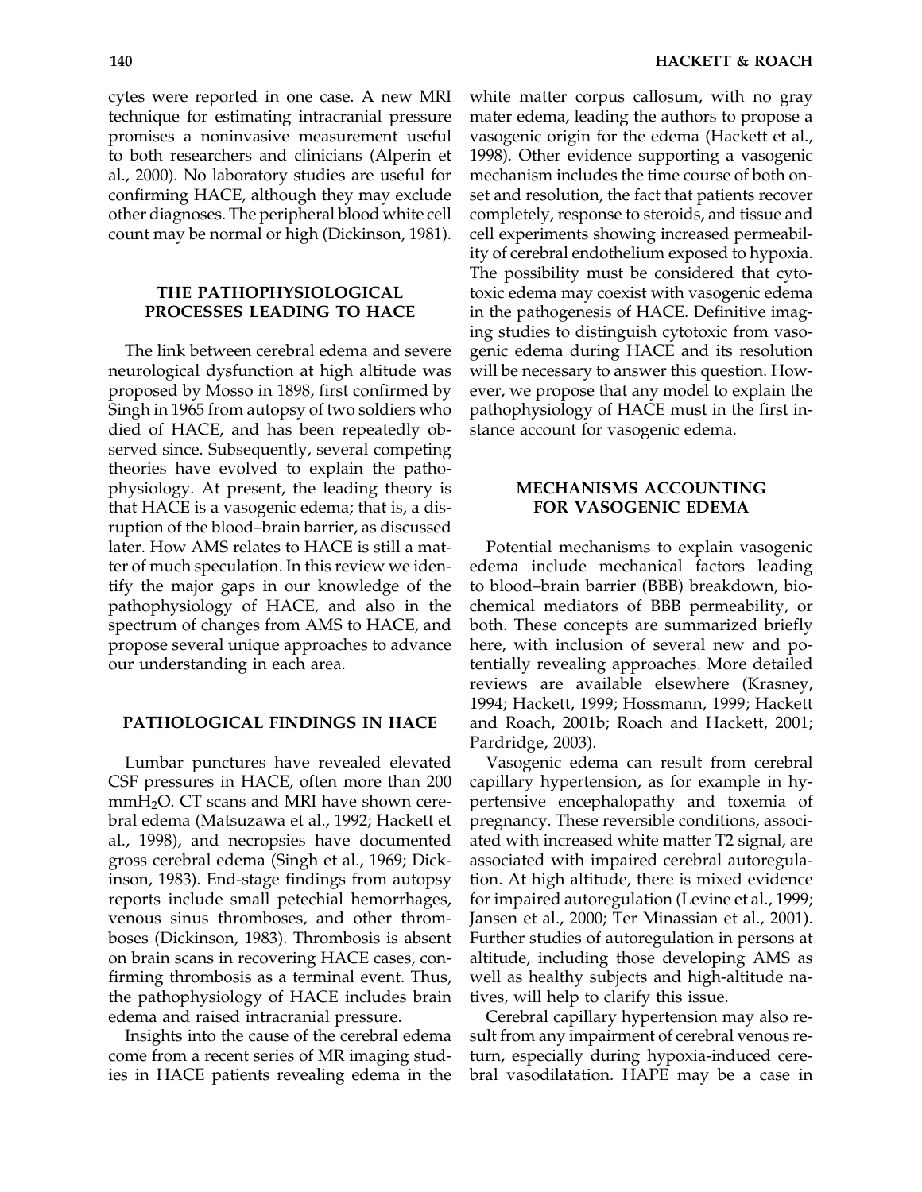cytes were reported in one case. A new MRI technique for estimating intracranial pressure promises a noninvasive measurement useful to both researchers and clinicians (Alperin et al., 2000). No laboratory studies are useful for confirming HACE, although they may exclude other diagnoses. The peripheral blood white cell count may be normal or high (Dickinson, 1981).

## THE PATHOPHYSIOLOGICAL PROCESSES LEADING TO HACE

The link between cerebral edema and severe neurological dysfunction at high altitude was proposed by Mosso in 1898, first confirmed by Singh in 1965 from autopsy of two soldiers who died of HACE, and has been repeatedly observed since. Subsequently, several competing theories have evolved to explain the pathophysiology. At present, the leading theory is that HACE is a vasogenic edema; that is, a disruption of the blood–brain barrier, as discussed later. How AMS relates to HACE is still a matter of much speculation. In this review we identify the major gaps in our knowledge of the pathophysiology of HACE, and also in the spectrum of changes from AMS to HACE, and propose several unique approaches to advance our understanding in each area.

## PATHOLOGICAL FINDINGS IN HACE

Lumbar punctures have revealed elevated CSF pressures in HACE, often more than 200 mm$H_2O$. CT scans and MRI have shown cerebral edema (Matsuzawa et al., 1992; Hackett et al., 1998), and necropsies have documented gross cerebral edema (Singh et al., 1969; Dickinson, 1983). End-stage findings from autopsy reports include small petechial hemorrhages, venous sinus thromboses, and other thromboses (Dickinson, 1983). Thrombosis is absent on brain scans in recovering HACE cases, confirming thrombosis as a terminal event. Thus, the pathophysiology of HACE includes brain edema and raised intracranial pressure.

Insights into the cause of the cerebral edema come from a recent series of MR imaging studies in HACE patients revealing edema in the white matter corpus callosum, with no gray matter edema, leading the authors to propose a vasogenic origin for the edema (Hackett et al., 1998). Other evidence supporting a vasogenic mechanism includes the time course of both onset and resolution, the fact that patients recover completely, response to steroids, and tissue and cell experiments showing increased permeability of cerebral endothelium exposed to hypoxia. The possibility must be considered that cytotoxic edema may coexist with vasogenic edema in the pathogenesis of HACE. Definitive imaging studies to distinguish cytotoxic from vasogenic edema during HACE and its resolution will be necessary to answer this question. However, we propose that any model to explain the pathophysiology of HACE must in the first instance account for vasogenic edema.

## MECHANISMS ACCOUNTING FOR VASOGENIC EDEMA

Potential mechanisms to explain vasogenic edema include mechanical factors leading to blood–brain barrier (BBB) breakdown, biochemical mediators of BBB permeability, or both. These concepts are summarized briefly here, with inclusion of several new and potentially revealing approaches. More detailed reviews are available elsewhere (Krasney, 1994; Hackett, 1999; Hossmann, 1999; Hackett and Roach, 2001b; Roach and Hackett, 2001; Pardridge, 2003).

Vasogenic edema can result from cerebral capillary hypertension, as for example in hypertensive encephalopathy and toxemia of pregnancy. These reversible conditions, associated with increased white matter T2 signal, are associated with impaired cerebral autoregulation. At high altitude, there is mixed evidence for impaired autoregulation (Levine et al., 1999; Jansen et al., 2000; Ter Minassian et al., 2001). Further studies of autoregulation in persons at altitude, including those developing AMS as well as healthy subjects and high-altitude natives, will help to clarify this issue.

Cerebral capillary hypertension may also result from any impairment of cerebral venous return, especially during hypoxia-induced cerebral vasodilatation. HAPE may be a case in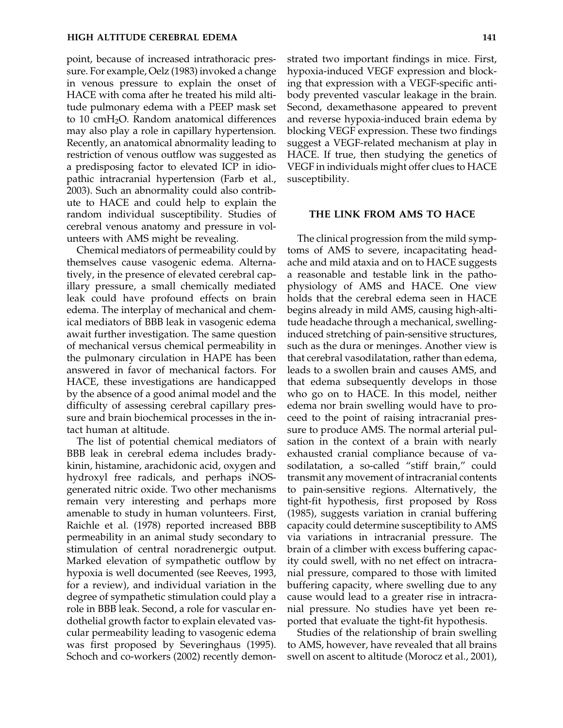point, because of increased intrathoracic pressure. For example, Oelz (1983) invoked a change in venous pressure to explain the onset of HACE with coma after he treated his mild altitude pulmonary edema with a PEEP mask set to 10 cm$H_2O$. Random anatomical differences may also play a role in capillary hypertension. Recently, an anatomical abnormality leading to restriction of venous outflow was suggested as a predisposing factor to elevated ICP in idiopathic intracranial hypertension (Farb et al., 2003). Such an abnormality could also contribute to HACE and could help to explain the random individual susceptibility. Studies of cerebral venous anatomy and pressure in volunteers with AMS might be revealing.

Chemical mediators of permeability could by themselves cause vasogenic edema. Alternatively, in the presence of elevated cerebral capillary pressure, a small chemically mediated leak could have profound effects on brain edema. The interplay of mechanical and chemical mediators of BBB leak in vasogenic edema await further investigation. The same question of mechanical versus chemical permeability in the pulmonary circulation in HAPE has been answered in favor of mechanical factors. For HACE, these investigations are handicapped by the absence of a good animal model and the difficulty of assessing cerebral capillary pressure and brain biochemical processes in the intact human at altitude.

The list of potential chemical mediators of BBB leak in cerebral edema includes bradykinin, histamine, arachidonic acid, oxygen and hydroxyl free radicals, and perhaps iNOS-generated nitric oxide. Two other mechanisms remain very interesting and perhaps more amenable to study in human volunteers. First, Raichle et al. (1978) reported increased BBB permeability in an animal study secondary to stimulation of central noradrenergic output. Marked elevation of sympathetic outflow by hypoxia is well documented (see Reeves, 1993, for a review), and individual variation in the degree of sympathetic stimulation could play a role in BBB leak. Second, a role for vascular endothelial growth factor to explain elevated vascular permeability leading to vasogenic edema was first proposed by Severinghaus (1995). Schoch and co-workers (2002) recently demonstrated two important findings in mice. First, hypoxia-induced VEGF expression and blocking that expression with a VEGF-specific antibody prevented vascular leakage in the brain. Second, dexamethasone appeared to prevent and reverse hypoxia-induced brain edema by blocking VEGF expression. These two findings suggest a VEGF-related mechanism at play in HACE. If true, then studying the genetics of VEGF in individuals might offer clues to HACE susceptibility.

## THE LINK FROM AMS TO HACE

The clinical progression from the mild symptoms of AMS to severe, incapacitating headache and mild ataxia and on to HACE suggests a reasonable and testable link in the pathophysiology of AMS and HACE. One view holds that the cerebral edema seen in HACE begins already in mild AMS, causing high-altitude headache through a mechanical, swelling-induced stretching of pain-sensitive structures, such as the dura or meninges. Another view is that cerebral vasodilatation, rather than edema, leads to a swollen brain and causes AMS, and that edema subsequently develops in those who go on to HACE. In this model, neither edema nor brain swelling would have to proceed to the point of raising intracranial pressure to produce AMS. The normal arterial pulsation in the context of a brain with nearly exhausted cranial compliance because of vasodilatation, a so-called "stiff brain," could transmit any movement of intracranial contents to pain-sensitive regions. Alternatively, the tight-fit hypothesis, first proposed by Ross (1985), suggests variation in cranial buffering capacity could determine susceptibility to AMS via variations in intracranial pressure. The brain of a climber with excess buffering capacity could swell, with no net effect on intracranial pressure, compared to those with limited buffering capacity, where swelling due to any cause would lead to a greater rise in intracranial pressure. No studies have yet been reported that evaluate the tight-fit hypothesis.

Studies of the relationship of brain swelling to AMS, however, have revealed that all brains swell on ascent to altitude (Morocz et al., 2001),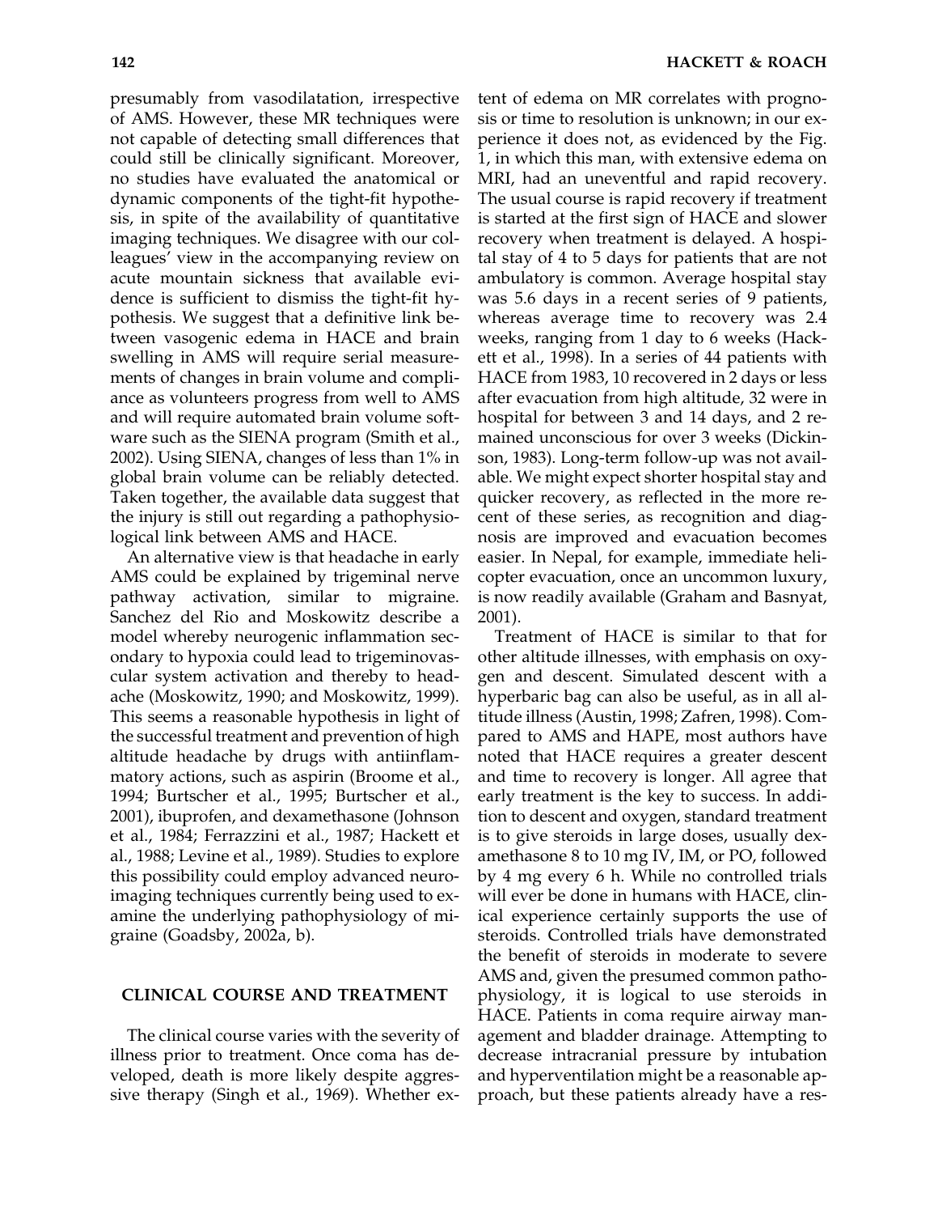presumably from vasodilatation, irrespective of AMS. However, these MR techniques were not capable of detecting small differences that could still be clinically significant. Moreover, no studies have evaluated the anatomical or dynamic components of the tight-fit hypothesis, in spite of the availability of quantitative imaging techniques. We disagree with our colleagues' view in the accompanying review on acute mountain sickness that available evidence is sufficient to dismiss the tight-fit hypothesis. We suggest that a definitive link between vasogenic edema in HACE and brain swelling in AMS will require serial measurements of changes in brain volume and compliance as volunteers progress from well to AMS and will require automated brain volume software such as the SIENA program (Smith et al., 2002). Using SIENA, changes of less than 1% in global brain volume can be reliably detected. Taken together, the available data suggest that the injury is still out regarding a pathophysiological link between AMS and HACE.

An alternative view is that headache in early AMS could be explained by trigeminal nerve pathway activation, similar to migraine. Sanchez del Rio and Moskowitz describe a model whereby neurogenic inflammation secondary to hypoxia could lead to trigeminovascular system activation and thereby to headache (Moskowitz, 1990; and Moskowitz, 1999). This seems a reasonable hypothesis in light of the successful treatment and prevention of high altitude headache by drugs with antiinflammatory actions, such as aspirin (Broome et al., 1994; Burtscher et al., 1995; Burtscher et al., 2001), ibuprofen, and dexamethasone (Johnson et al., 1984; Ferrazzini et al., 1987; Hackett et al., 1988; Levine et al., 1989). Studies to explore this possibility could employ advanced neuroimaging techniques currently being used to examine the underlying pathophysiology of migraine (Goadsby, 2002a, b).

## CLINICAL COURSE AND TREATMENT

The clinical course varies with the severity of illness prior to treatment. Once coma has developed, death is more likely despite aggressive therapy (Singh et al., 1969). Whether extent of edema on MR correlates with prognosis or time to resolution is unknown; in our experience it does not, as evidenced by the Fig. 1, in which this man, with extensive edema on MRI, had an uneventful and rapid recovery. The usual course is rapid recovery if treatment is started at the first sign of HACE and slower recovery when treatment is delayed. A hospital stay of 4 to 5 days for patients that are not ambulatory is common. Average hospital stay was 5.6 days in a recent series of 9 patients, whereas average time to recovery was 2.4 weeks, ranging from 1 day to 6 weeks (Hackett et al., 1998). In a series of 44 patients with HACE from 1983, 10 recovered in 2 days or less after evacuation from high altitude, 32 were in hospital for between 3 and 14 days, and 2 remained unconscious for over 3 weeks (Dickinson, 1983). Long-term follow-up was not available. We might expect shorter hospital stay and quicker recovery, as reflected in the more recent of these series, as recognition and diagnosis are improved and evacuation becomes easier. In Nepal, for example, immediate helicopter evacuation, once an uncommon luxury, is now readily available (Graham and Basnyat, 2001).

Treatment of HACE is similar to that for other altitude illnesses, with emphasis on oxygen and descent. Simulated descent with a hyperbaric bag can also be useful, as in all altitude illness (Austin, 1998; Zafren, 1998). Compared to AMS and HAPE, most authors have noted that HACE requires a greater descent and time to recovery is longer. All agree that early treatment is the key to success. In addition to descent and oxygen, standard treatment is to give steroids in large doses, usually dexamethasone 8 to 10 mg IV, IM, or PO, followed by 4 mg every 6 h. While no controlled trials will ever be done in humans with HACE, clinical experience certainly supports the use of steroids. Controlled trials have demonstrated the benefit of steroids in moderate to severe AMS and, given the presumed common pathophysiology, it is logical to use steroids in HACE. Patients in coma require airway management and bladder drainage. Attempting to decrease intracranial pressure by intubation and hyperventilation might be a reasonable approach, but these patients already have a res-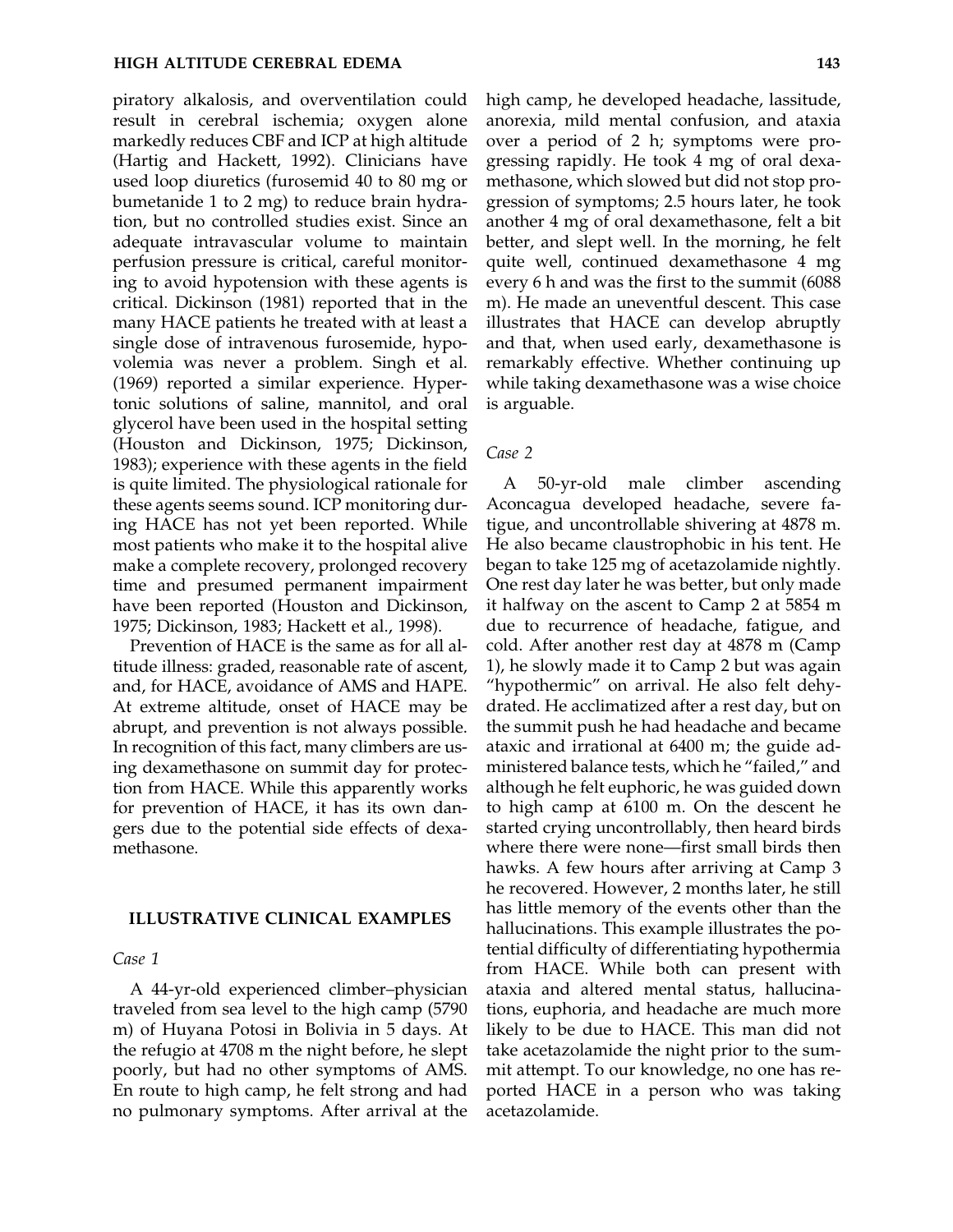piratory alkalosis, and overventilation could result in cerebral ischemia; oxygen alone markedly reduces CBF and ICP at high altitude (Hartig and Hackett, 1992). Clinicians have used loop diuretics (furosemid 40 to 80 mg or bumetanide 1 to 2 mg) to reduce brain hydration, but no controlled studies exist. Since an adequate intravascular volume to maintain perfusion pressure is critical, careful monitoring to avoid hypotension with these agents is critical. Dickinson (1981) reported that in the many HACE patients he treated with at least a single dose of intravenous furosemide, hypovolemia was never a problem. Singh et al. (1969) reported a similar experience. Hypertonic solutions of saline, mannitol, and oral glycerol have been used in the hospital setting (Houston and Dickinson, 1975; Dickinson, 1983); experience with these agents in the field is quite limited. The physiological rationale for these agents seems sound. ICP monitoring during HACE has not yet been reported. While most patients who make it to the hospital alive make a complete recovery, prolonged recovery time and presumed permanent impairment have been reported (Houston and Dickinson, 1975; Dickinson, 1983; Hackett et al., 1998).

Prevention of HACE is the same as for all altitude illness: graded, reasonable rate of ascent, and, for HACE, avoidance of AMS and HAPE. At extreme altitude, onset of HACE may be abrupt, and prevention is not always possible. In recognition of this fact, many climbers are using dexamethasone on summit day for protection from HACE. While this apparently works for prevention of HACE, it has its own dangers due to the potential side effects of dexamethasone.

## ILLUSTRATIVE CLINICAL EXAMPLES

*Case 1*

A 44-yr-old experienced climber–physician traveled from sea level to the high camp (5790 m) of Huyana Potosi in Bolivia in 5 days. At the refugio at 4708 m the night before, he slept poorly, but had no other symptoms of AMS. En route to high camp, he felt strong and had no pulmonary symptoms. After arrival at the high camp, he developed headache, lassitude, anorexia, mild mental confusion, and ataxia over a period of 2 h; symptoms were progressing rapidly. He took 4 mg of oral dexamethasone, which slowed but did not stop progression of symptoms; 2.5 hours later, he took another 4 mg of oral dexamethasone, felt a bit better, and slept well. In the morning, he felt quite well, continued dexamethasone 4 mg every 6 h and was the first to the summit (6088 m). He made an uneventful descent. This case illustrates that HACE can develop abruptly and that, when used early, dexamethasone is remarkably effective. Whether continuing up while taking dexamethasone was a wise choice is arguable.

*Case 2*

A 50-yr-old male climber ascending Aconcagua developed headache, severe fatigue, and uncontrollable shivering at 4878 m. He also became claustrophobic in his tent. He began to take 125 mg of acetazolamide nightly. One rest day later he was better, but only made it halfway on the ascent to Camp 2 at 5854 m due to recurrence of headache, fatigue, and cold. After another rest day at 4878 m (Camp 1), he slowly made it to Camp 2 but was again "hypothermic" on arrival. He also felt dehydrated. He acclimatized after a rest day, but on the summit push he had headache and became ataxic and irrational at 6400 m; the guide administered balance tests, which he "failed," and although he felt euphoric, he was guided down to high camp at 6100 m. On the descent he started crying uncontrollably, then heard birds where there were none—first small birds then hawks. A few hours after arriving at Camp 3 he recovered. However, 2 months later, he still has little memory of the events other than the hallucinations. This example illustrates the potential difficulty of differentiating hypothermia from HACE. While both can present with ataxia and altered mental status, hallucinations, euphoria, and headache are much more likely to be due to HACE. This man did not take acetazolamide the night prior to the summit attempt. To our knowledge, no one has reported HACE in a person who was taking acetazolamide.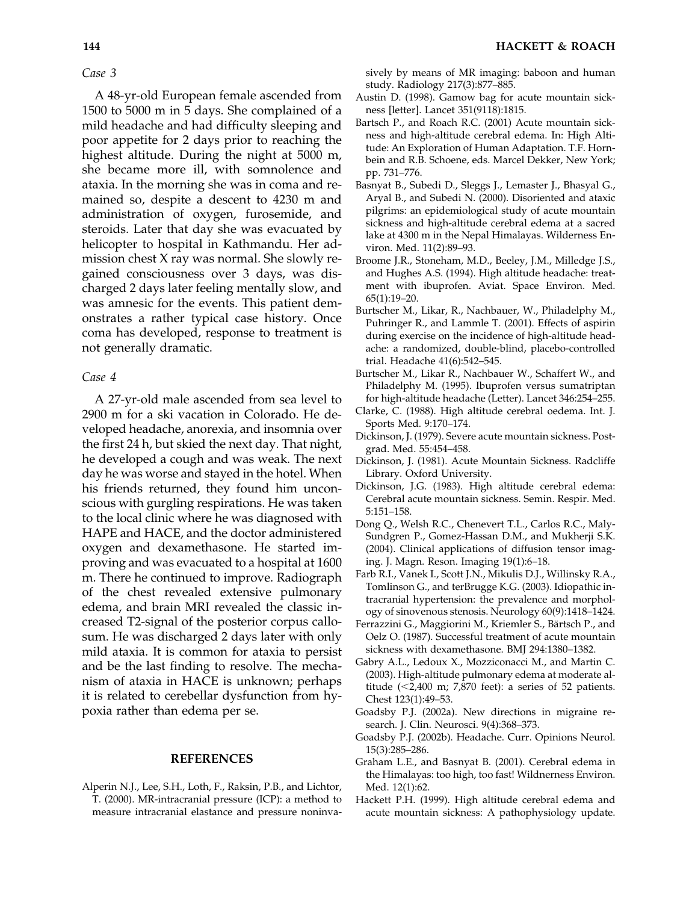*Case 3*

A 48-yr-old European female ascended from 1500 to 5000 m in 5 days. She complained of a mild headache and had difficulty sleeping and poor appetite for 2 days prior to reaching the highest altitude. During the night at 5000 m, she became more ill, with somnolence and ataxia. In the morning she was in coma and remained so, despite a descent to 4230 m and administration of oxygen, furosemide, and steroids. Later that day she was evacuated by helicopter to hospital in Kathmandu. Her admission chest X ray was normal. She slowly regained consciousness over 3 days, was discharged 2 days later feeling mentally slow, and was amnesic for the events. This patient demonstrates a rather typical case history. Once coma has developed, response to treatment is not generally dramatic.

*Case 4*

A 27-yr-old male ascended from sea level to 2900 m for a ski vacation in Colorado. He developed headache, anorexia, and insomnia over the first 24 h, but skied the next day. That night, he developed a cough and was weak. The next day he was worse and stayed in the hotel. When his friends returned, they found him unconscious with gurgling respirations. He was taken to the local clinic where he was diagnosed with HAPE and HACE, and the doctor administered oxygen and dexamethasone. He started improving and was evacuated to a hospital at 1600 m. There he continued to improve. Radiograph of the chest revealed extensive pulmonary edema, and brain MRI revealed the classic increased T2-signal of the posterior corpus callosum. He was discharged 2 days later with only mild ataxia. It is common for ataxia to persist and be the last finding to resolve. The mechanism of ataxia in HACE is unknown; perhaps it is related to cerebellar dysfunction from hypoxia rather than edema per se.

## REFERENCES

Alperin N.J., Lee, S.H., Loth, F., Raksin, P.B., and Lichtor, T. (2000). MR-intracranial pressure (ICP): a method to measure intracranial elastance and pressure noninvasively by means of MR imaging: baboon and human study. Radiology 217(3):877–885.

Austin D. (1998). Gamow bag for acute mountain sickness [letter]. Lancet 351(9118):1815.

Bartsch P., and Roach R.C. (2001) Acute mountain sickness and high-altitude cerebral edema. In: High Altitude: An Exploration of Human Adaptation. T.F. Hornbein and R.B. Schoene, eds. Marcel Dekker, New York; pp. 731–776.

Basnyat B., Subedi D., Sleggs J., Lemaster J., Bhasyal G., Aryal B., and Subedi N. (2000). Disoriented and ataxic pilgrims: an epidemiological study of acute mountain sickness and high-altitude cerebral edema at a sacred lake at 4300 m in the Nepal Himalayas. Wilderness Environ. Med. 11(2):89–93.

Broome J.R., Stoneham, M.D., Beeley, J.M., Milledge J.S., and Hughes A.S. (1994). High altitude headache: treatment with ibuprofen. Aviat. Space Environ. Med. 65(1):19–20.

Burtscher M., Likar, R., Nachbauer, W., Philadelphy M., Puhringer R., and Lammle T. (2001). Effects of aspirin during exercise on the incidence of high-altitude headache: a randomized, double-blind, placebo-controlled trial. Headache 41(6):542–545.

Burtscher M., Likar R., Nachbauer W., Schaffert W., and Philadelphy M. (1995). Ibuprofen versus sumatriptan for high-altitude headache (Letter). Lancet 346:254–255.

Clarke, C. (1988). High altitude cerebral oedema. Int. J. Sports Med. 9:170–174.

Dickinson, J. (1979). Severe acute mountain sickness. Postgrad. Med. 55:454–458.

Dickinson, J. (1981). Acute Mountain Sickness. Radcliffe Library. Oxford University.

Dickinson, J.G. (1983). High altitude cerebral edema: Cerebral acute mountain sickness. Semin. Respir. Med. 5:151–158.

Dong Q., Welsh R.C., Chenevert T.L., Carlos R.C., Maly-Sundgren P., Gomez-Hassan D.M., and Mukherji S.K. (2004). Clinical applications of diffusion tensor imaging. J. Magn. Reson. Imaging 19(1):6–18.

Farb R.I., Vanek I., Scott J.N., Mikulis D.J., Willinsky R.A., Tomlinson G., and terBrugge K.G. (2003). Idiopathic intracranial hypertension: the prevalence and morphology of sinovenous stenosis. Neurology 60(9):1418–1424.

Ferrazzini G., Maggiorini M., Kriemler S., Bärtsch P., and Oelz O. (1987). Successful treatment of acute mountain sickness with dexamethasone. BMJ 294:1380–1382.

Gabry A.L., Ledoux X., Mozziconacci M., and Martin C. (2003). High-altitude pulmonary edema at moderate altitude (<2,400 m; 7,870 feet): a series of 52 patients. Chest 123(1):49–53.

Goadsby P.J. (2002a). New directions in migraine research. J. Clin. Neurosci. 9(4):368–373.

Goadsby P.J. (2002b). Headache. Curr. Opinions Neurol. 15(3):285–286.

Graham L.E., and Basnyat B. (2001). Cerebral edema in the Himalayas: too high, too fast! Wildnerness Environ. Med. 12(1):62.

Hackett P.H. (1999). High altitude cerebral edema and acute mountain sickness: A pathophysiology update.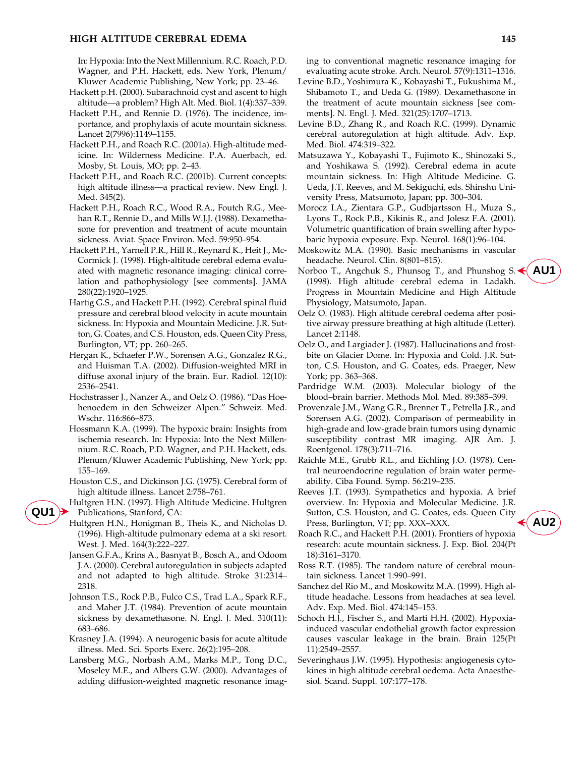In: Hypoxia: Into the Next Millennium. R.C. Roach, P.D. Wagner, and P.H. Hackett, eds. New York, Plenum/Kluwer Academic Publishing, New York; pp. 23–46.

Hackett p.H. (2000). Subarachnoid cyst and ascent to high altitude—a problem? High Alt. Med. Biol. 1(4):337–339.

Hackett P.H., and Rennie D. (1976). The incidence, importance, and prophylaxis of acute mountain sickness. Lancet 2(7996):1149–1155.

Hackett P.H., and Roach R.C. (2001a). High-altitude medicine. In: Wilderness Medicine. P.A. Auerbach, ed. Mosby, St. Louis, MO; pp. 2–43.

Hackett P.H., and Roach R.C. (2001b). Current concepts: high altitude illness—a practical review. New Engl. J. Med. 345(2).

Hackett P.H., Roach R.C., Wood R.A., Foutch R.G., Meehan R.T., Rennie D., and Mills W.J.J. (1988). Dexamethasone for prevention and treatment of acute mountain sickness. Aviat. Space Environ. Med. 59:950–954.

Hackett P.H., Yarnell P.R., Hill R., Reynard K., Heit J., McCormick J. (1998). High-altitude cerebral edema evaluated with magnetic resonance imaging: clinical correlation and pathophysiology [see comments]. JAMA 280(22):1920–1925.

Hartig G.S., and Hackett P.H. (1992). Cerebral spinal fluid pressure and cerebral blood velocity in acute mountain sickness. In: Hypoxia and Mountain Medicine. J.R. Sutton, G. Coates, and C.S. Houston, eds. Queen City Press, Burlington, VT; pp. 260–265.

Hergan K., Schaefer P.W., Sorensen A.G., Gonzalez R.G., and Huisman T.A. (2002). Diffusion-weighted MRI in diffuse axonal injury of the brain. Eur. Radiol. 12(10): 2536–2541.

Hochstrasser J., Nanzer A., and Oelz O. (1986). "Das Hoehenoedem in den Schweizer Alpen." Schweiz. Med. Wschr. 116:866–873.

Hossmann K.A. (1999). The hypoxic brain: Insights from ischemia research. In: Hypoxia: Into the Next Millennium. R.C. Roach, P.D. Wagner, and P.H. Hackett, eds. Plenum/Kluwer Academic Publishing, New York; pp. 155–169.

Houston C.S., and Dickinson J.G. (1975). Cerebral form of high altitude illness. Lancet 2:758–761.

Hultgren H.N. (1997). High Altitude Medicine. Hultgren Publications, Stanford, CA:

Hultgren H.N., Honigman B., Theis K., and Nicholas D. (1996). High-altitude pulmonary edema at a ski resort. West. J. Med. 164(3):222–227.

Jansen G.F.A., Krins A., Basnyat B., Bosch A., and Odoom J.A. (2000). Cerebral autoregulation in subjects adapted and not adapted to high altitude. Stroke 31:2314–2318.

Johnson T.S., Rock P.B., Fulco C.S., Trad L.A., Spark R.F., and Maher J.T. (1984). Prevention of acute mountain sickness by dexamethasone. N. Engl. J. Med. 310(11): 683–686.

Krasney J.A. (1994). A neurogenic basis for acute altitude illness. Med. Sci. Sports Exerc. 26(2):195–208.

Lansberg M.G., Norbash A.M., Marks M.P., Tong D.C., Moseley M.E., and Albers G.W. (2000). Advantages of adding diffusion-weighted magnetic resonance imaging to conventional magnetic resonance imaging for evaluating acute stroke. Arch. Neurol. 57(9):1311–1316.

Levine B.D., Yoshimura K., Kobayashi T., Fukushima M., Shibamoto T., and Ueda G. (1989). Dexamethasone in the treatment of acute mountain sickness [see comments]. N. Engl. J. Med. 321(25):1707–1713.

Levine B.D., Zhang R., and Roach R.C. (1999). Dynamic cerebral autoregulation at high altitude. Adv. Exp. Med. Biol. 474:319–322.

Matsuzawa Y., Kobayashi T., Fujimoto K., Shinozaki S., and Yoshikawa S. (1992). Cerebral edema in acute mountain sickness. In: High Altitude Medicine. G. Ueda, J.T. Reeves, and M. Sekiguchi, eds. Shinshu University Press, Matsumoto, Japan; pp. 300–304.

Morocz I.A., Zientara G.P., Gudbjartsson H., Muza S., Lyons T., Rock P.B., Kikinis R., and Jolesz F.A. (2001). Volumetric quantification of brain swelling after hypobaric hypoxia exposure. Exp. Neurol. 168(1):96–104.

Moskowitz M.A. (1990). Basic mechanisms in vascular headache. Neurol. Clin. 8(801–815).

Norboo T., Angchuk S., Phunsog T., and Phunshog S. (1998). High altitude cerebral edema in Ladakh. Progress in Mountain Medicine and High Altitude Physiology, Matsumoto, Japan.

Oelz O. (1983). High altitude cerebral oedema after positive airway pressure breathing at high altitude (Letter). Lancet 2:1148.

Oelz O., and Largiader J. (1987). Hallucinations and frostbite on Glacier Dome. In: Hypoxia and Cold. J.R. Sutton, C.S. Houston, and G. Coates, eds. Praeger, New York; pp. 363–368.

Pardridge W.M. (2003). Molecular biology of the blood–brain barrier. Methods Mol. Med. 89:385–399.

Provenzale J.M., Wang G.R., Brenner T., Petrella J.R., and Sorensen A.G. (2002). Comparison of permeability in high-grade and low-grade brain tumors using dynamic susceptibility contrast MR imaging. AJR Am. J. Roentgenol. 178(3):711–716.

Raichle M.E., Grubb R.L., and Eichling J.O. (1978). Central neuroendocrine regulation of brain water permeability. Ciba Found. Symp. 56:219–235.

Reeves J.T. (1993). Sympathetics and hypoxia. A brief overview. In: Hypoxia and Molecular Medicine. J.R. Sutton, C.S. Houston, and G. Coates, eds. Queen City Press, Burlington, VT; pp. XXX–XXX.

Roach R.C., and Hackett P.H. (2001). Frontiers of hypoxia research: acute mountain sickness. J. Exp. Biol. 204(Pt 18):3161–3170.

Ross R.T. (1985). The random nature of cerebral mountain sickness. Lancet 1:990–991.

Sanchez del Rio M., and Moskowitz M.A. (1999). High altitude headache. Lessons from headaches at sea level. Adv. Exp. Med. Biol. 474:145–153.

Schoch H.J., Fischer S., and Marti H.H. (2002). Hypoxia-induced vascular endothelial growth factor expression causes vascular leakage in the brain. Brain 125(Pt 11):2549–2557.

Severinghaus J.W. (1995). Hypothesis: angiogenesis cytokines in high altitude cerebral oedema. Acta Anaesthesiol. Scand. Suppl. 107:177–178.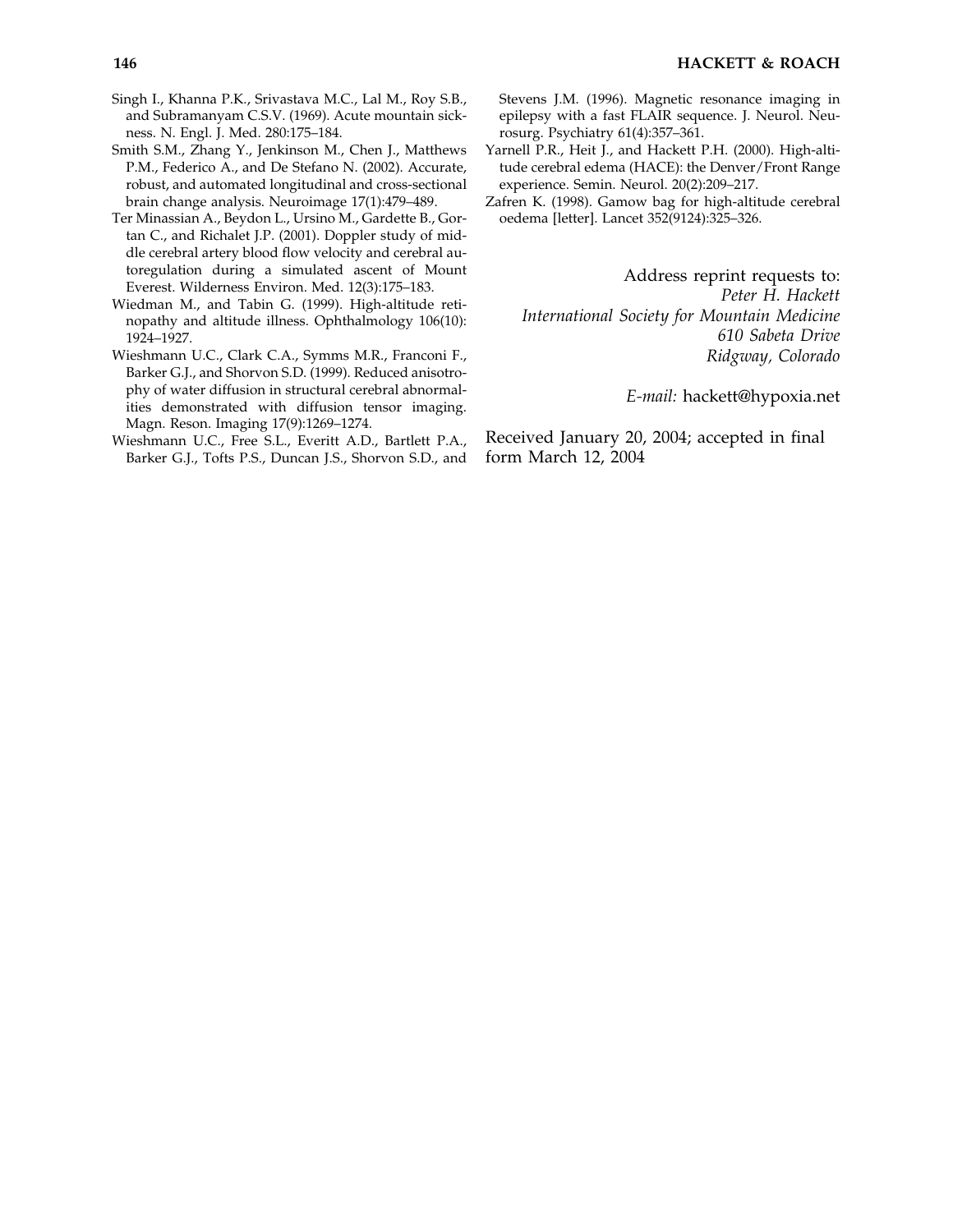Singh I., Khanna P.K., Srivastava M.C., Lal M., Roy S.B., and Subramanyam C.S.V. (1969). Acute mountain sickness. N. Engl. J. Med. 280:175–184.

Smith S.M., Zhang Y., Jenkinson M., Chen J., Matthews P.M., Federico A., and De Stefano N. (2002). Accurate, robust, and automated longitudinal and cross-sectional brain change analysis. Neuroimage 17(1):479–489.

Ter Minassian A., Beydon L., Ursino M., Gardette B., Gortan C., and Richalet J.P. (2001). Doppler study of middle cerebral artery blood flow velocity and cerebral autoregulation during a simulated ascent of Mount Everest. Wilderness Environ. Med. 12(3):175–183.

Wiedman M., and Tabin G. (1999). High-altitude retinopathy and altitude illness. Ophthalmology 106(10): 1924–1927.

Wieshmann U.C., Clark C.A., Symms M.R., Franconi F., Barker G.J., and Shorvon S.D. (1999). Reduced anisotrophy of water diffusion in structural cerebral abnormalities demonstrated with diffusion tensor imaging. Magn. Reson. Imaging 17(9):1269–1274.

Wieshmann U.C., Free S.L., Everitt A.D., Bartlett P.A., Barker G.J., Tofts P.S., Duncan J.S., Shorvon S.D., and Stevens J.M. (1996). Magnetic resonance imaging in epilepsy with a fast FLAIR sequence. J. Neurol. Neurosurg. Psychiatry 61(4):357–361.

Yarnell P.R., Heit J., and Hackett P.H. (2000). High-altitude cerebral edema (HACE): the Denver/Front Range experience. Semin. Neurol. 20(2):209–217.

Zafren K. (1998). Gamow bag for high-altitude cerebral oedema [letter]. Lancet 352(9124):325–326.

Address reprint requests to:
*Peter H. Hackett*
*International Society for Mountain Medicine*
*610 Sabeta Drive*
*Ridgway, Colorado*

*E-mail:* hackett@hypoxia.net

Received January 20, 2004; accepted in final form March 12, 2004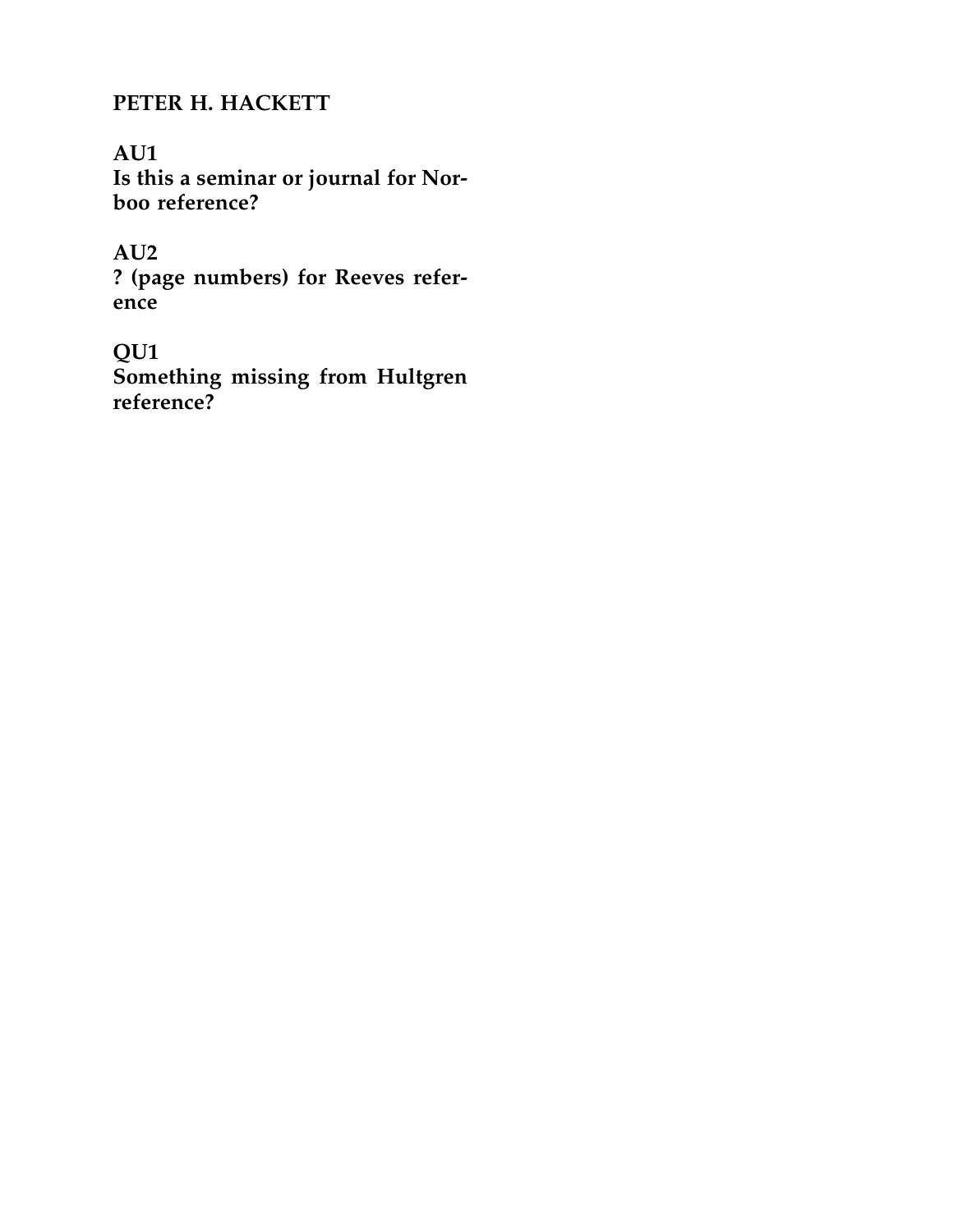**PETER H. HACKETT**

**AU1**
**Is this a seminar or journal for Norboo reference?**

**AU2**
**? (page numbers) for Reeves reference**

**QU1**
**Something missing from Hultgren reference?**